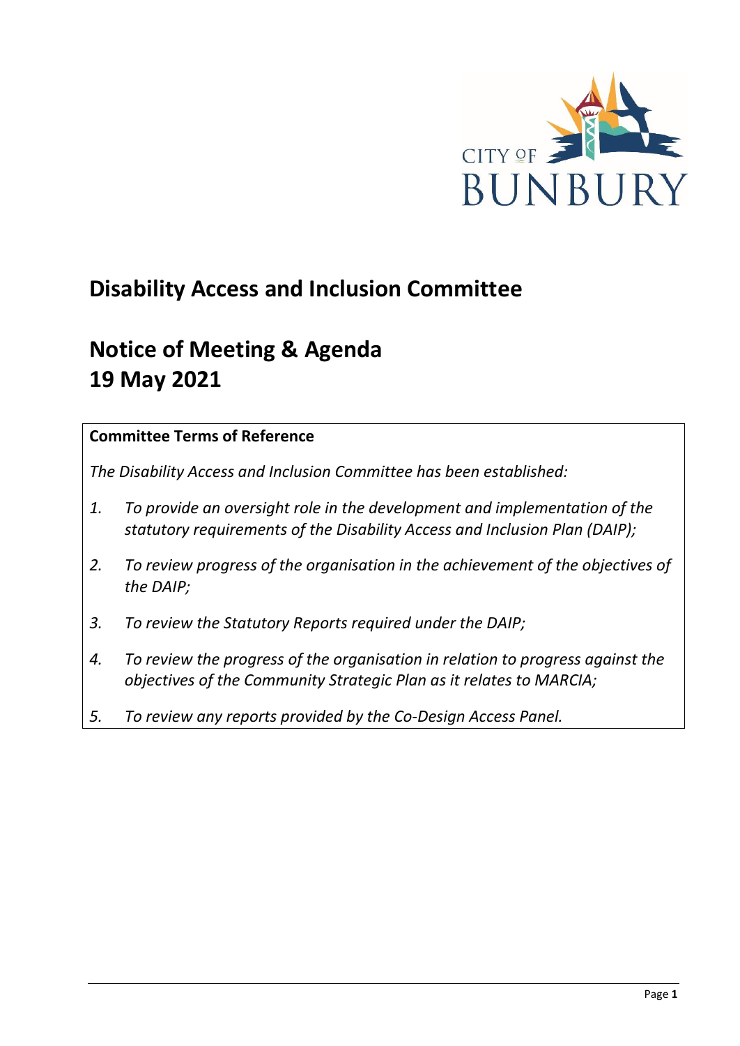CITY OF BUNBURY

# Disability Access and Inclusion Committee

# Notice of Meeting & Agenda
# 19 May 2021

**Committee Terms of Reference**

*The Disability Access and Inclusion Committee has been established:*

1. *To provide an oversight role in the development and implementation of the statutory requirements of the Disability Access and Inclusion Plan (DAIP);*
2. *To review progress of the organisation in the achievement of the objectives of the DAIP;*
3. *To review the Statutory Reports required under the DAIP;*
4. *To review the progress of the organisation in relation to progress against the objectives of the Community Strategic Plan as it relates to MARCIA;*
5. *To review any reports provided by the Co-Design Access Panel.*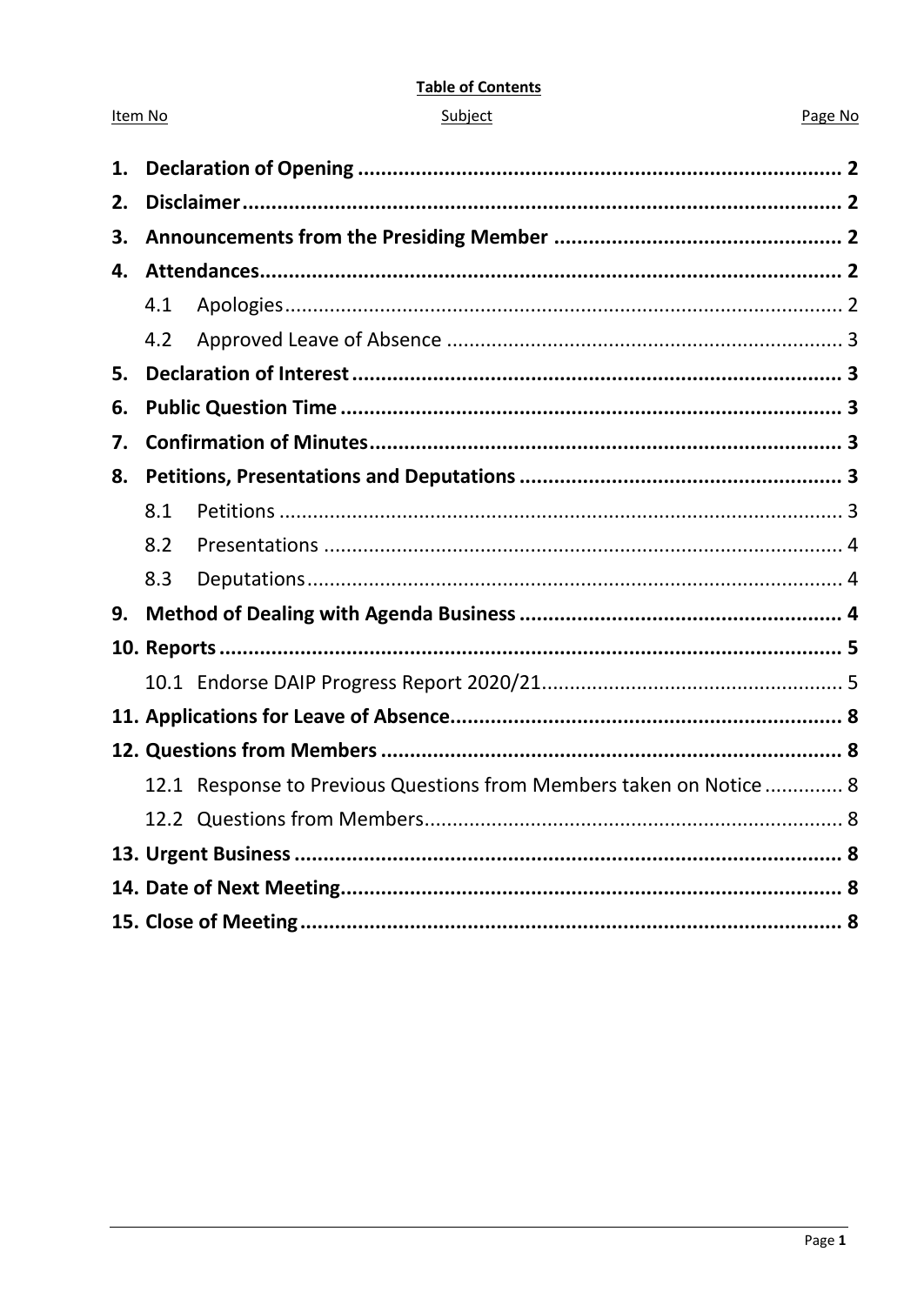**Table of Contents**

| Item No | Subject | Page No |
|---|---|---|
| **1.** | **Declaration of Opening** | **2** |
| **2.** | **Disclaimer** | **2** |
| **3.** | **Announcements from the Presiding Member** | **2** |
| **4.** | **Attendances** | **2** |
| 4.1 | Apologies | 2 |
| 4.2 | Approved Leave of Absence | 3 |
| **5.** | **Declaration of Interest** | **3** |
| **6.** | **Public Question Time** | **3** |
| **7.** | **Confirmation of Minutes** | **3** |
| **8.** | **Petitions, Presentations and Deputations** | **3** |
| 8.1 | Petitions | 3 |
| 8.2 | Presentations | 4 |
| 8.3 | Deputations | 4 |
| **9.** | **Method of Dealing with Agenda Business** | **4** |
| **10.** | **Reports** | **5** |
| 10.1 | Endorse DAIP Progress Report 2020/21 | 5 |
| **11.** | **Applications for Leave of Absence** | **8** |
| **12.** | **Questions from Members** | **8** |
| 12.1 | Response to Previous Questions from Members taken on Notice | 8 |
| 12.2 | Questions from Members | 8 |
| **13.** | **Urgent Business** | **8** |
| **14.** | **Date of Next Meeting** | **8** |
| **15.** | **Close of Meeting** | **8** |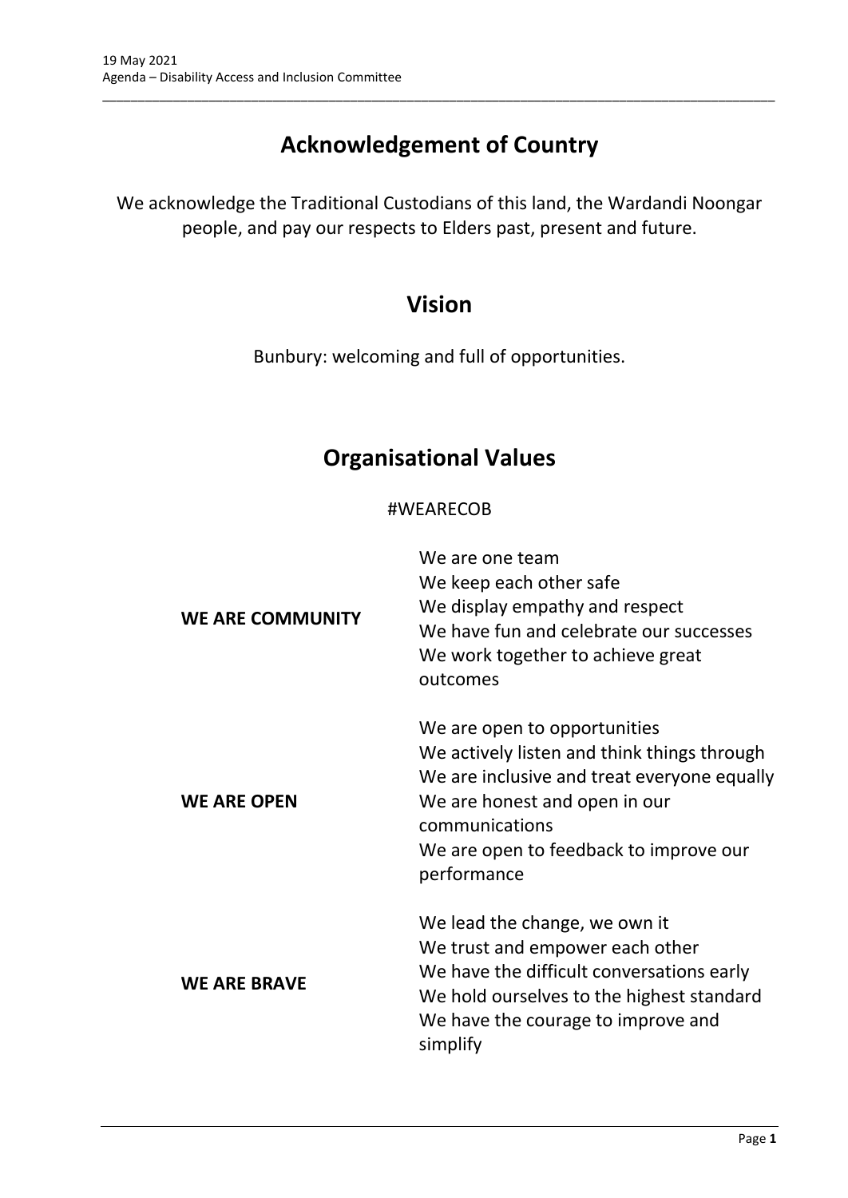# Acknowledgement of Country

We acknowledge the Traditional Custodians of this land, the Wardandi Noongar people, and pay our respects to Elders past, present and future.

# Vision

Bunbury: welcoming and full of opportunities.

# Organisational Values

#WEARECOB

| | |
|---|---|
| **WE ARE COMMUNITY** | We are one team<br>We keep each other safe<br>We display empathy and respect<br>We have fun and celebrate our successes<br>We work together to achieve great outcomes |
| **WE ARE OPEN** | We are open to opportunities<br>We actively listen and think things through<br>We are inclusive and treat everyone equally<br>We are honest and open in our communications<br>We are open to feedback to improve our performance |
| **WE ARE BRAVE** | We lead the change, we own it<br>We trust and empower each other<br>We have the difficult conversations early<br>We hold ourselves to the highest standard<br>We have the courage to improve and simplify |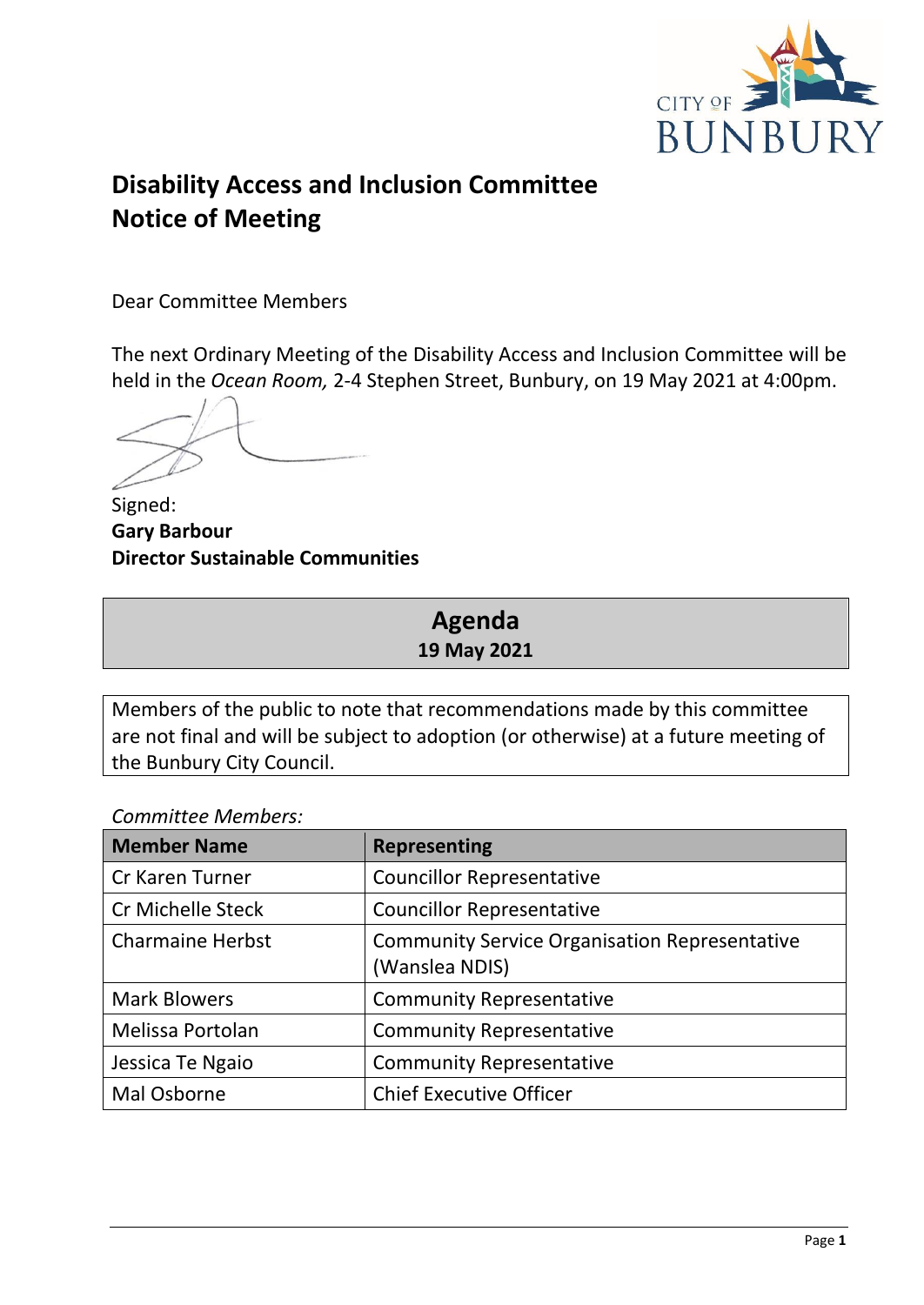# Disability Access and Inclusion Committee Notice of Meeting

Dear Committee Members

The next Ordinary Meeting of the Disability Access and Inclusion Committee will be held in the *Ocean Room,* 2-4 Stephen Street, Bunbury, on 19 May 2021 at 4:00pm.

Signed:
**Gary Barbour**
**Director Sustainable Communities**

## Agenda
**19 May 2021**

Members of the public to note that recommendations made by this committee are not final and will be subject to adoption (or otherwise) at a future meeting of the Bunbury City Council.

*Committee Members:*

| Member Name | Representing |
|---|---|
| Cr Karen Turner | Councillor Representative |
| Cr Michelle Steck | Councillor Representative |
| Charmaine Herbst | Community Service Organisation Representative (Wanslea NDIS) |
| Mark Blowers | Community Representative |
| Melissa Portolan | Community Representative |
| Jessica Te Ngaio | Community Representative |
| Mal Osborne | Chief Executive Officer |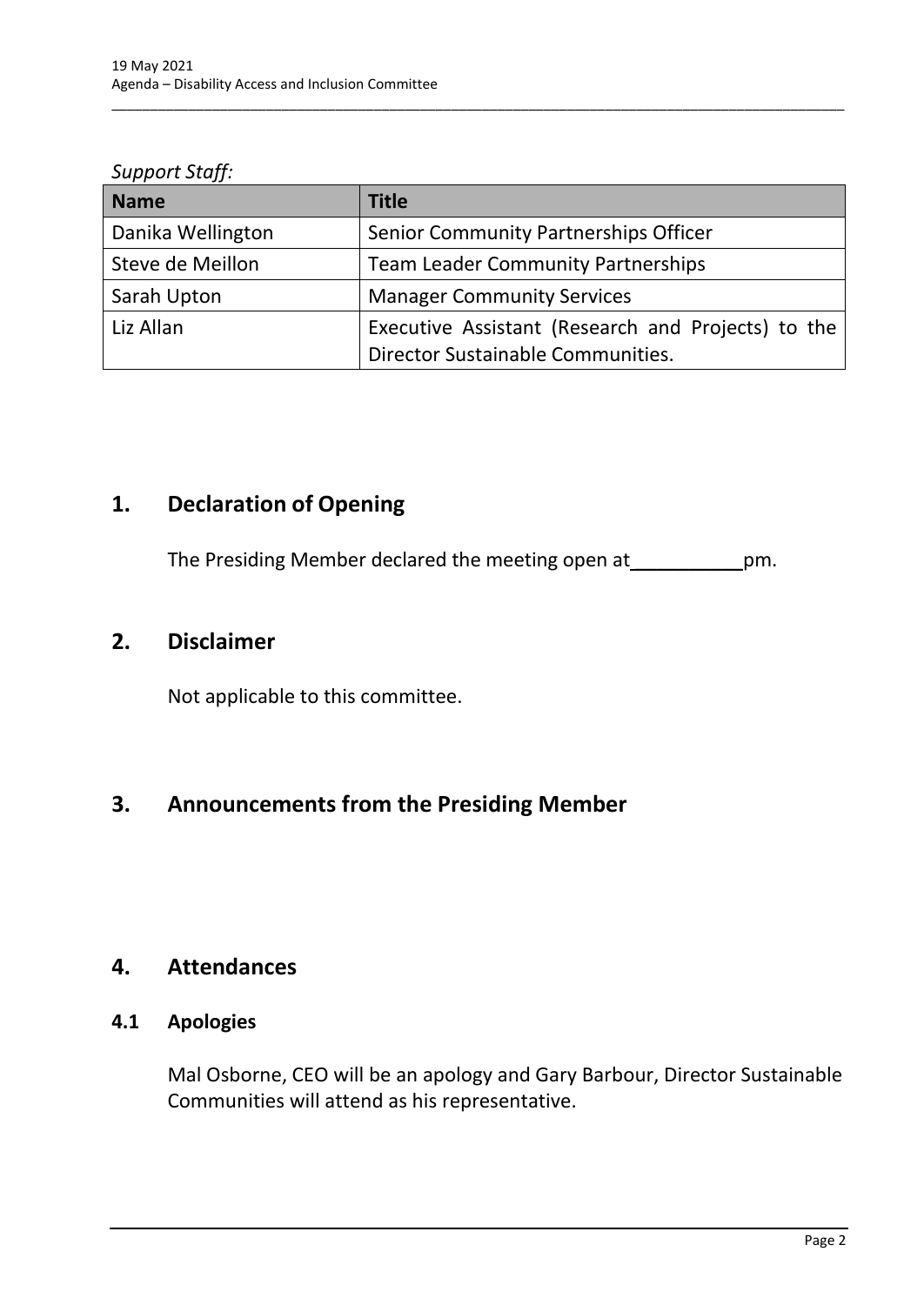*Support Staff:*

| Name | Title |
|---|---|
| Danika Wellington | Senior Community Partnerships Officer |
| Steve de Meillon | Team Leader Community Partnerships |
| Sarah Upton | Manager Community Services |
| Liz Allan | Executive Assistant (Research and Projects) to the Director Sustainable Communities. |

## 1. Declaration of Opening

The Presiding Member declared the meeting open at __________pm.

## 2. Disclaimer

Not applicable to this committee.

## 3. Announcements from the Presiding Member

## 4. Attendances

### 4.1 Apologies

Mal Osborne, CEO will be an apology and Gary Barbour, Director Sustainable Communities will attend as his representative.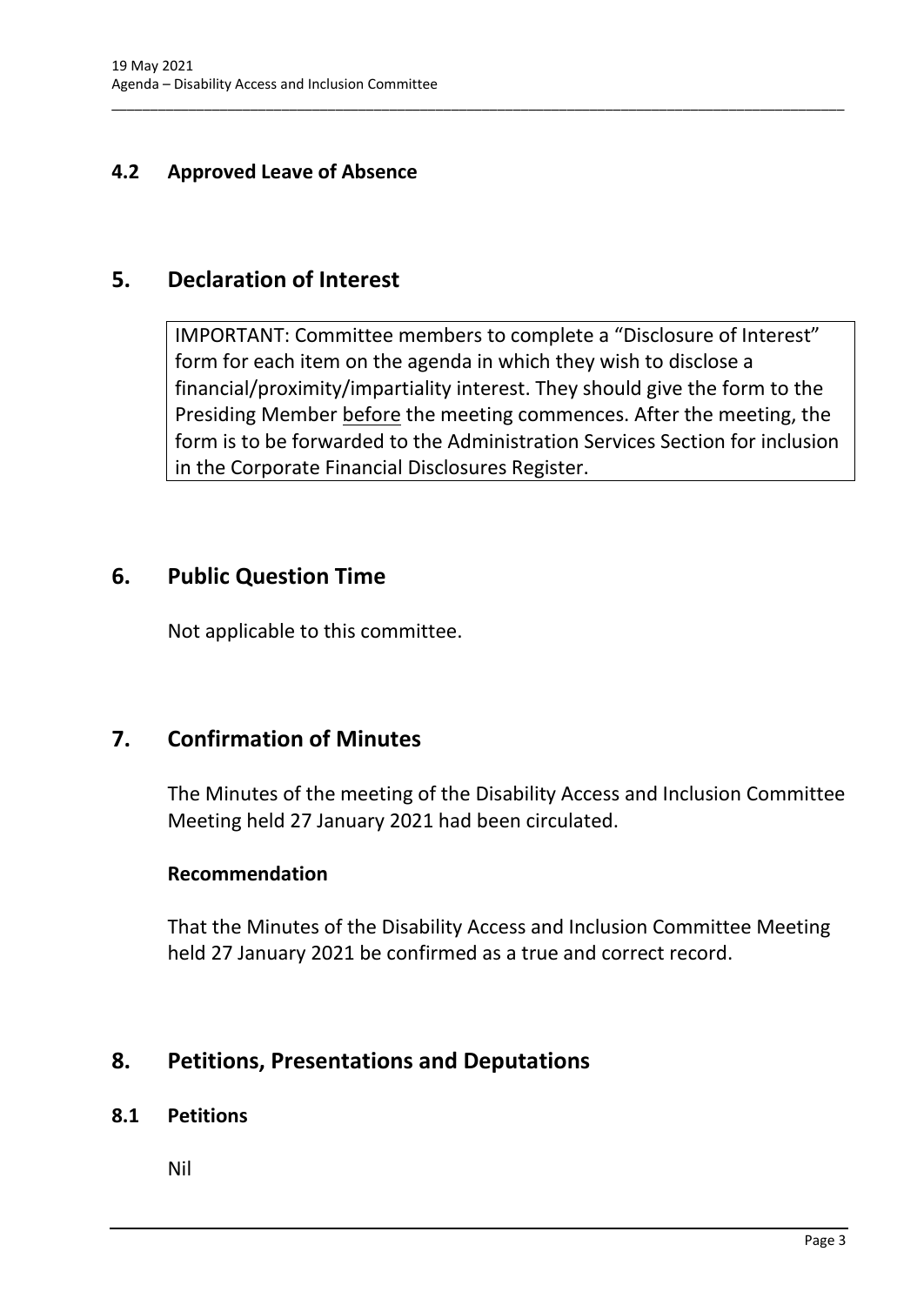### 4.2 Approved Leave of Absence

## 5. Declaration of Interest

IMPORTANT: Committee members to complete a "Disclosure of Interest" form for each item on the agenda in which they wish to disclose a financial/proximity/impartiality interest. They should give the form to the Presiding Member before the meeting commences. After the meeting, the form is to be forwarded to the Administration Services Section for inclusion in the Corporate Financial Disclosures Register.

## 6. Public Question Time

Not applicable to this committee.

## 7. Confirmation of Minutes

The Minutes of the meeting of the Disability Access and Inclusion Committee Meeting held 27 January 2021 had been circulated.

**Recommendation**

That the Minutes of the Disability Access and Inclusion Committee Meeting held 27 January 2021 be confirmed as a true and correct record.

## 8. Petitions, Presentations and Deputations

### 8.1 Petitions

Nil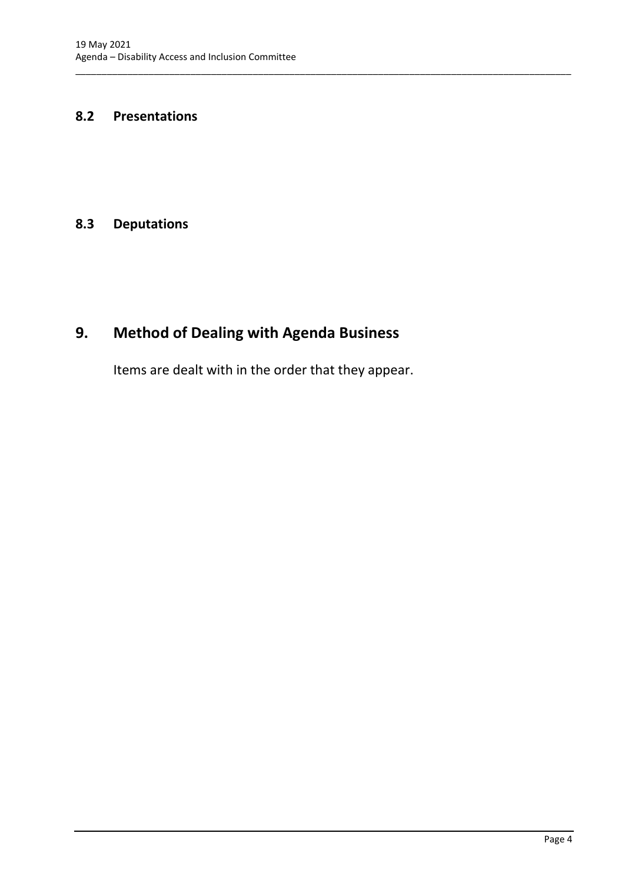### 8.2 Presentations

### 8.3 Deputations

## 9. Method of Dealing with Agenda Business

Items are dealt with in the order that they appear.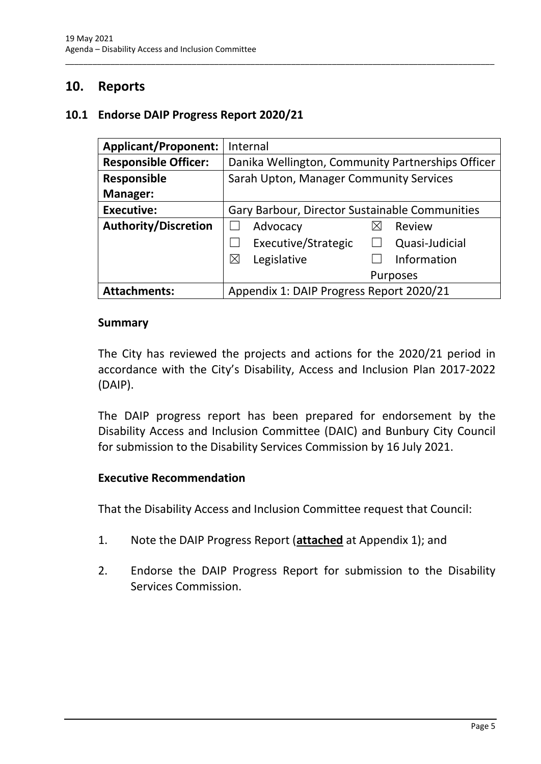## 10. Reports

### 10.1 Endorse DAIP Progress Report 2020/21

| **Applicant/Proponent:** | Internal | |
|---|---|---|
| **Responsible Officer:** | Danika Wellington, Community Partnerships Officer | |
| **Responsible Manager:** | Sarah Upton, Manager Community Services | |
| **Executive:** | Gary Barbour, Director Sustainable Communities | |
| **Authority/Discretion** | ☐ Advocacy | ☒ Review |
| | ☐ Executive/Strategic | ☐ Quasi-Judicial |
| | ☒ Legislative | ☐ Information Purposes |
| **Attachments:** | Appendix 1: DAIP Progress Report 2020/21 | |

#### Summary

The City has reviewed the projects and actions for the 2020/21 period in accordance with the City's Disability, Access and Inclusion Plan 2017-2022 (DAIP).

The DAIP progress report has been prepared for endorsement by the Disability Access and Inclusion Committee (DAIC) and Bunbury City Council for submission to the Disability Services Commission by 16 July 2021.

#### Executive Recommendation

That the Disability Access and Inclusion Committee request that Council:

1. Note the DAIP Progress Report (**attached** at Appendix 1); and
2. Endorse the DAIP Progress Report for submission to the Disability Services Commission.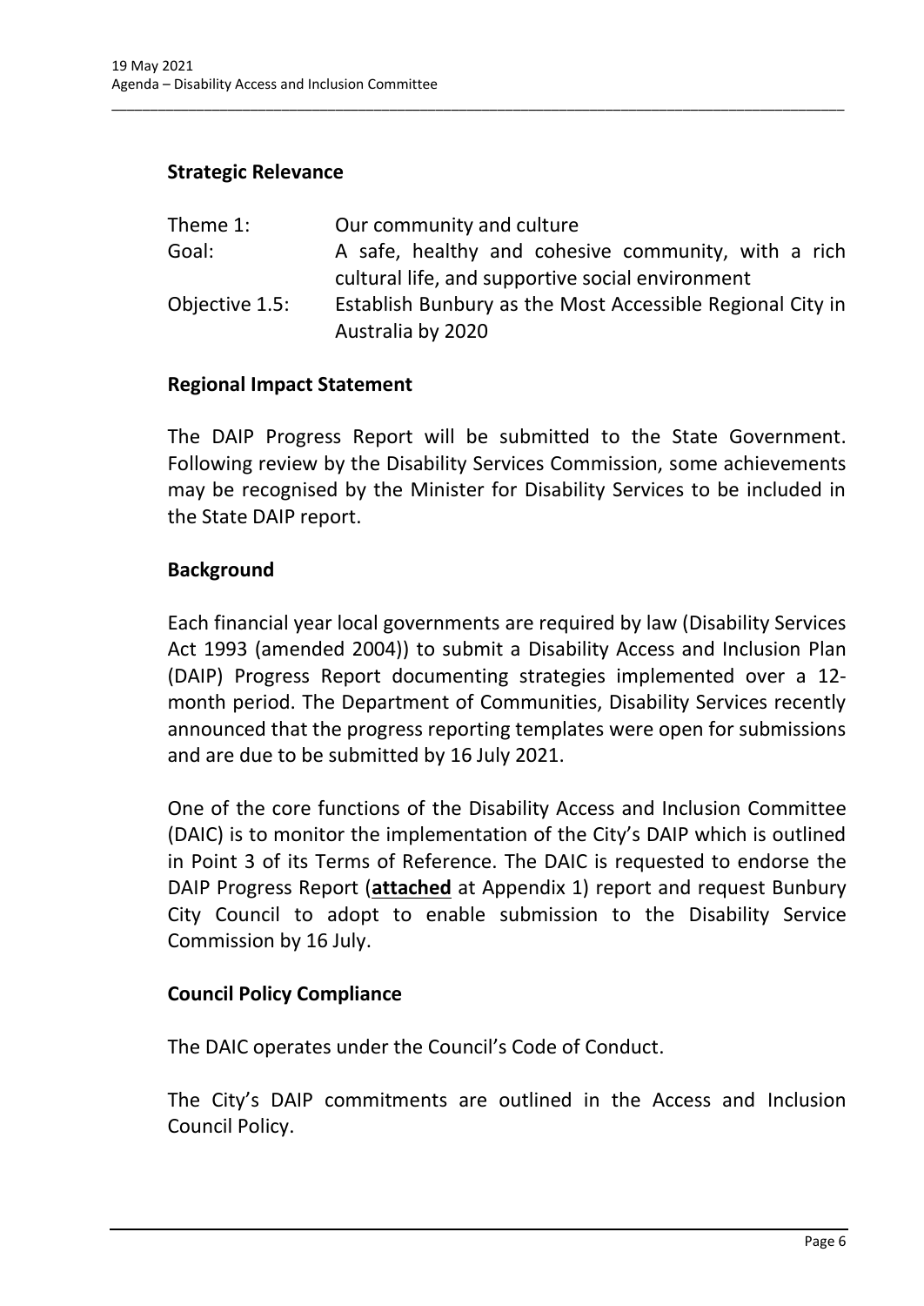## Strategic Relevance

| | |
|---|---|
| Theme 1: | Our community and culture |
| Goal: | A safe, healthy and cohesive community, with a rich cultural life, and supportive social environment |
| Objective 1.5: | Establish Bunbury as the Most Accessible Regional City in Australia by 2020 |

## Regional Impact Statement

The DAIP Progress Report will be submitted to the State Government. Following review by the Disability Services Commission, some achievements may be recognised by the Minister for Disability Services to be included in the State DAIP report.

## Background

Each financial year local governments are required by law (Disability Services Act 1993 (amended 2004)) to submit a Disability Access and Inclusion Plan (DAIP) Progress Report documenting strategies implemented over a 12-month period. The Department of Communities, Disability Services recently announced that the progress reporting templates were open for submissions and are due to be submitted by 16 July 2021.

One of the core functions of the Disability Access and Inclusion Committee (DAIC) is to monitor the implementation of the City's DAIP which is outlined in Point 3 of its Terms of Reference. The DAIC is requested to endorse the DAIP Progress Report (**attached** at Appendix 1) report and request Bunbury City Council to adopt to enable submission to the Disability Service Commission by 16 July.

## Council Policy Compliance

The DAIC operates under the Council's Code of Conduct.

The City's DAIP commitments are outlined in the Access and Inclusion Council Policy.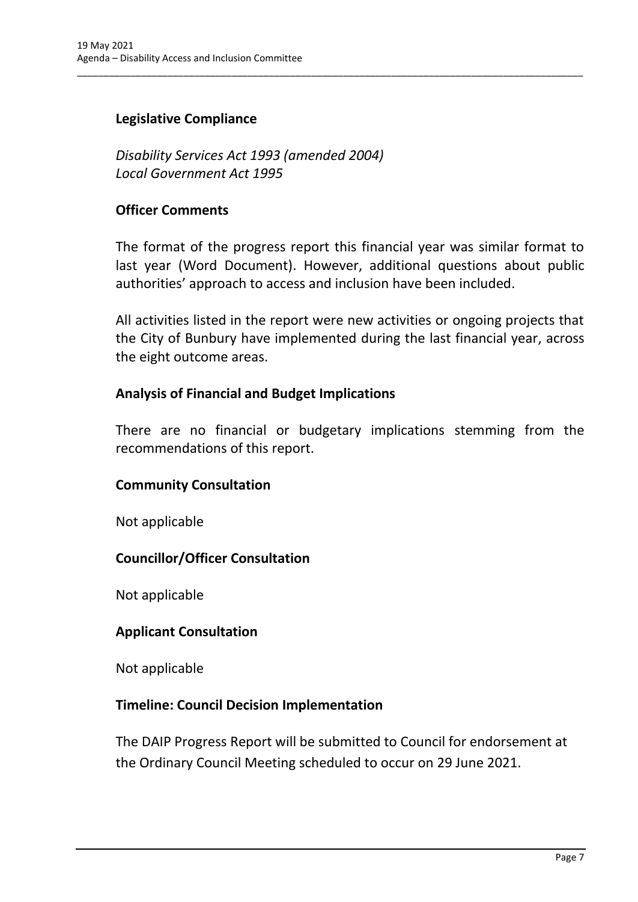**Legislative Compliance**

*Disability Services Act 1993 (amended 2004)*
*Local Government Act 1995*

**Officer Comments**

The format of the progress report this financial year was similar format to last year (Word Document). However, additional questions about public authorities' approach to access and inclusion have been included.

All activities listed in the report were new activities or ongoing projects that the City of Bunbury have implemented during the last financial year, across the eight outcome areas.

**Analysis of Financial and Budget Implications**

There are no financial or budgetary implications stemming from the recommendations of this report.

**Community Consultation**

Not applicable

**Councillor/Officer Consultation**

Not applicable

**Applicant Consultation**

Not applicable

**Timeline: Council Decision Implementation**

The DAIP Progress Report will be submitted to Council for endorsement at the Ordinary Council Meeting scheduled to occur on 29 June 2021.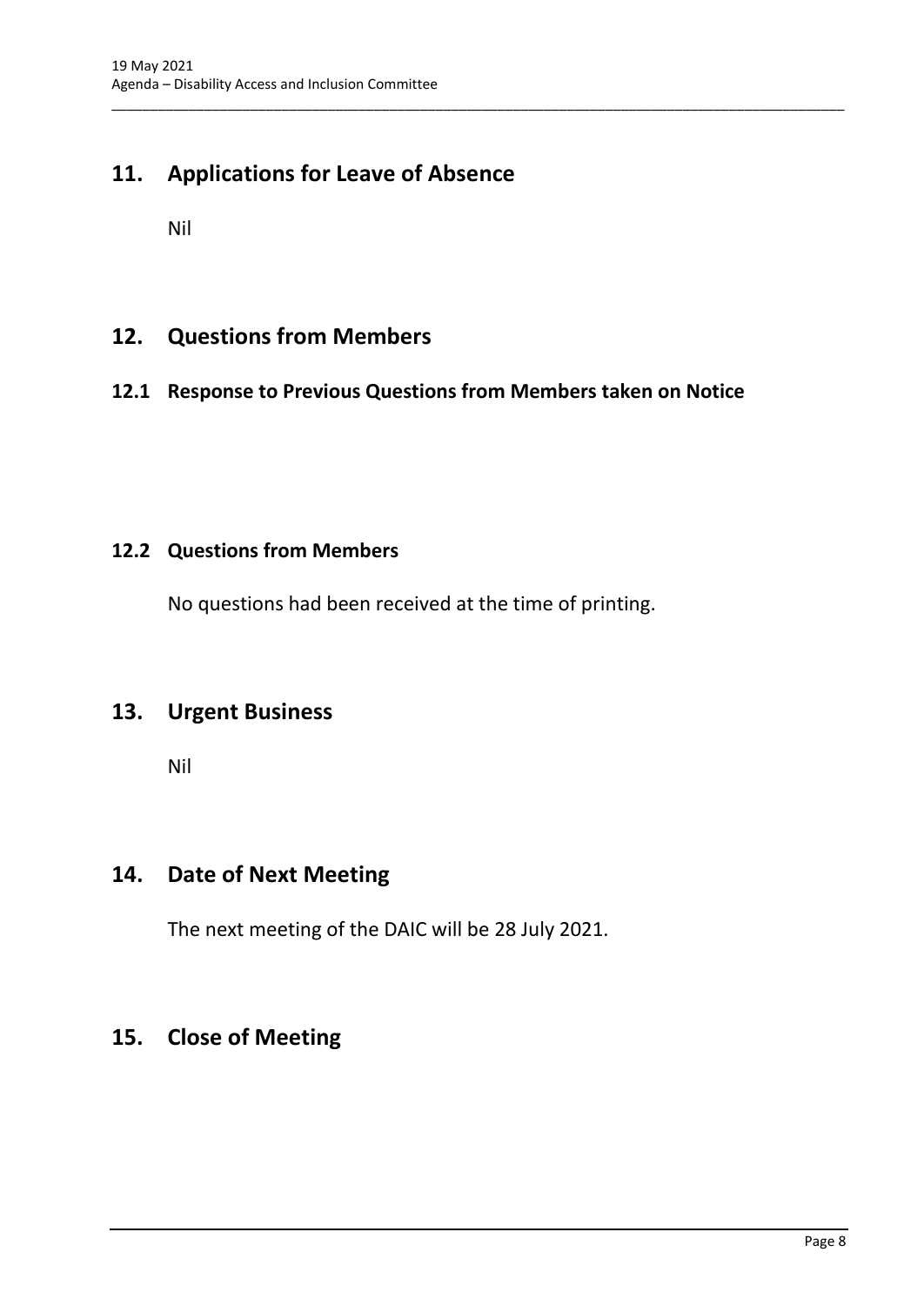## 11. Applications for Leave of Absence

Nil

## 12. Questions from Members

### 12.1 Response to Previous Questions from Members taken on Notice

### 12.2 Questions from Members

No questions had been received at the time of printing.

## 13. Urgent Business

Nil

## 14. Date of Next Meeting

The next meeting of the DAIC will be 28 July 2021.

## 15. Close of Meeting